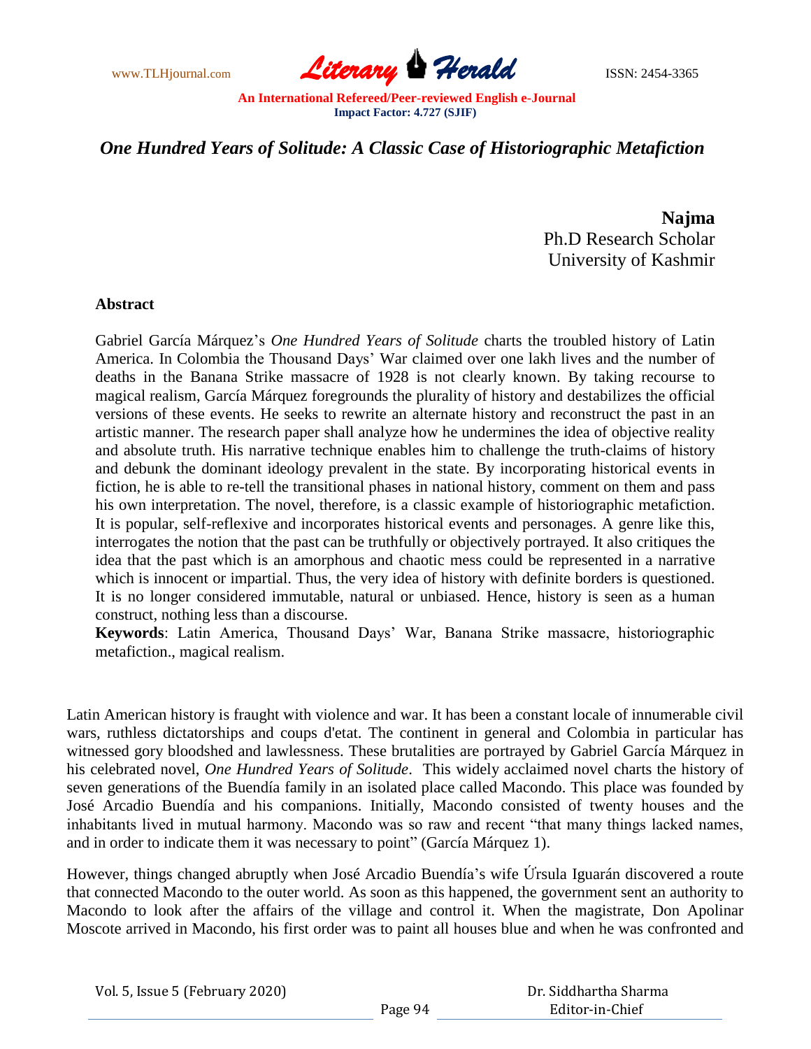# *One Hundred Years of Solitude: A Classic Case of Historiographic Metafiction*

**Najma**
Ph.D Research Scholar
University of Kashmir

**Abstract**

Gabriel García Márquez's *One Hundred Years of Solitude* charts the troubled history of Latin America. In Colombia the Thousand Days' War claimed over one lakh lives and the number of deaths in the Banana Strike massacre of 1928 is not clearly known. By taking recourse to magical realism, García Márquez foregrounds the plurality of history and destabilizes the official versions of these events. He seeks to rewrite an alternate history and reconstruct the past in an artistic manner. The research paper shall analyze how he undermines the idea of objective reality and absolute truth. His narrative technique enables him to challenge the truth-claims of history and debunk the dominant ideology prevalent in the state. By incorporating historical events in fiction, he is able to re-tell the transitional phases in national history, comment on them and pass his own interpretation. The novel, therefore, is a classic example of historiographic metafiction. It is popular, self-reflexive and incorporates historical events and personages. A genre like this, interrogates the notion that the past can be truthfully or objectively portrayed. It also critiques the idea that the past which is an amorphous and chaotic mess could be represented in a narrative which is innocent or impartial. Thus, the very idea of history with definite borders is questioned. It is no longer considered immutable, natural or unbiased. Hence, history is seen as a human construct, nothing less than a discourse.

**Keywords**: Latin America, Thousand Days' War, Banana Strike massacre, historiographic metafiction., magical realism.

Latin American history is fraught with violence and war. It has been a constant locale of innumerable civil wars, ruthless dictatorships and coups d'etat. The continent in general and Colombia in particular has witnessed gory bloodshed and lawlessness. These brutalities are portrayed by Gabriel García Márquez in his celebrated novel, *One Hundred Years of Solitude*. This widely acclaimed novel charts the history of seven generations of the Buendía family in an isolated place called Macondo. This place was founded by José Arcadio Buendía and his companions. Initially, Macondo consisted of twenty houses and the inhabitants lived in mutual harmony. Macondo was so raw and recent "that many things lacked names, and in order to indicate them it was necessary to point" (García Márquez 1).

However, things changed abruptly when José Arcadio Buendía's wife Ǘrsula Iguarán discovered a route that connected Macondo to the outer world. As soon as this happened, the government sent an authority to Macondo to look after the affairs of the village and control it. When the magistrate, Don Apolinar Moscote arrived in Macondo, his first order was to paint all houses blue and when he was confronted and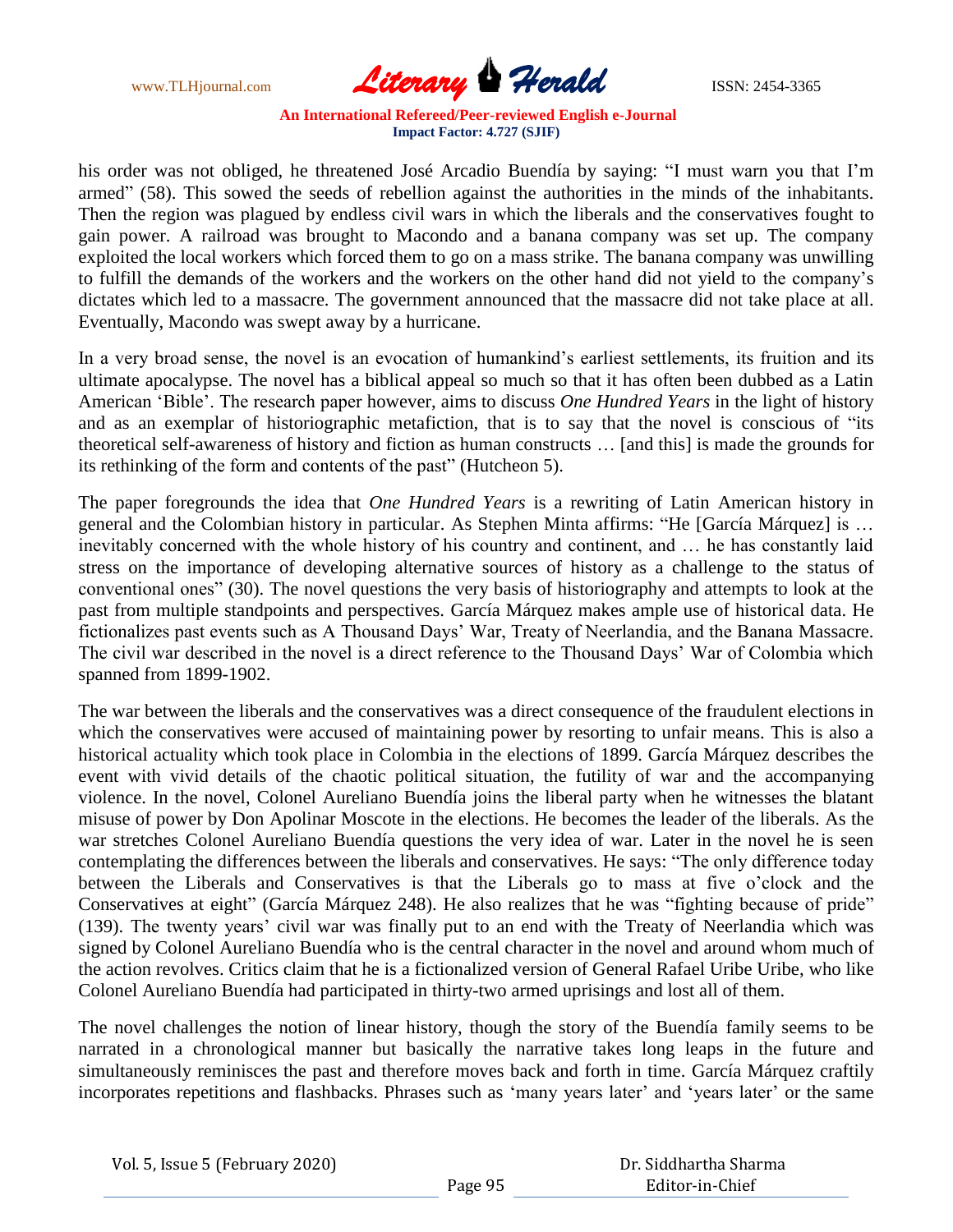his order was not obliged, he threatened José Arcadio Buendía by saying: "I must warn you that I'm armed" (58). This sowed the seeds of rebellion against the authorities in the minds of the inhabitants. Then the region was plagued by endless civil wars in which the liberals and the conservatives fought to gain power. A railroad was brought to Macondo and a banana company was set up. The company exploited the local workers which forced them to go on a mass strike. The banana company was unwilling to fulfill the demands of the workers and the workers on the other hand did not yield to the company's dictates which led to a massacre. The government announced that the massacre did not take place at all. Eventually, Macondo was swept away by a hurricane.

In a very broad sense, the novel is an evocation of humankind's earliest settlements, its fruition and its ultimate apocalypse. The novel has a biblical appeal so much so that it has often been dubbed as a Latin American 'Bible'. The research paper however, aims to discuss *One Hundred Years* in the light of history and as an exemplar of historiographic metafiction, that is to say that the novel is conscious of "its theoretical self-awareness of history and fiction as human constructs … [and this] is made the grounds for its rethinking of the form and contents of the past" (Hutcheon 5).

The paper foregrounds the idea that *One Hundred Years* is a rewriting of Latin American history in general and the Colombian history in particular. As Stephen Minta affirms: "He [García Márquez] is … inevitably concerned with the whole history of his country and continent, and … he has constantly laid stress on the importance of developing alternative sources of history as a challenge to the status of conventional ones" (30). The novel questions the very basis of historiography and attempts to look at the past from multiple standpoints and perspectives. García Márquez makes ample use of historical data. He fictionalizes past events such as A Thousand Days' War, Treaty of Neerlandia, and the Banana Massacre. The civil war described in the novel is a direct reference to the Thousand Days' War of Colombia which spanned from 1899-1902.

The war between the liberals and the conservatives was a direct consequence of the fraudulent elections in which the conservatives were accused of maintaining power by resorting to unfair means. This is also a historical actuality which took place in Colombia in the elections of 1899. García Márquez describes the event with vivid details of the chaotic political situation, the futility of war and the accompanying violence. In the novel, Colonel Aureliano Buendía joins the liberal party when he witnesses the blatant misuse of power by Don Apolinar Moscote in the elections. He becomes the leader of the liberals. As the war stretches Colonel Aureliano Buendía questions the very idea of war. Later in the novel he is seen contemplating the differences between the liberals and conservatives. He says: "The only difference today between the Liberals and Conservatives is that the Liberals go to mass at five o'clock and the Conservatives at eight" (García Márquez 248). He also realizes that he was "fighting because of pride" (139). The twenty years' civil war was finally put to an end with the Treaty of Neerlandia which was signed by Colonel Aureliano Buendía who is the central character in the novel and around whom much of the action revolves. Critics claim that he is a fictionalized version of General Rafael Uribe Uribe, who like Colonel Aureliano Buendía had participated in thirty-two armed uprisings and lost all of them.

The novel challenges the notion of linear history, though the story of the Buendía family seems to be narrated in a chronological manner but basically the narrative takes long leaps in the future and simultaneously reminisces the past and therefore moves back and forth in time. García Márquez craftily incorporates repetitions and flashbacks. Phrases such as 'many years later' and 'years later' or the same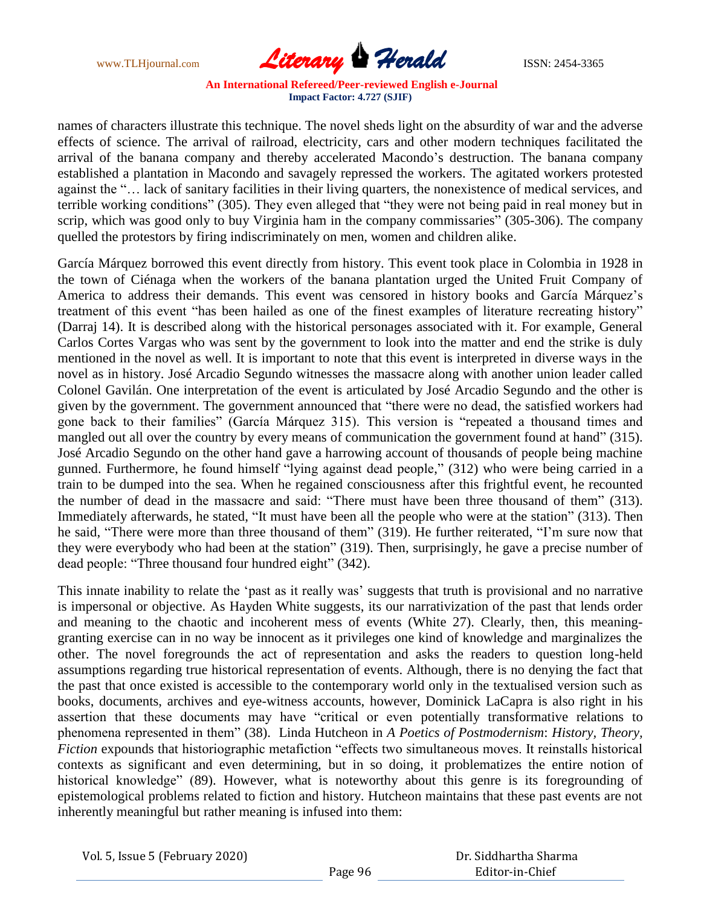names of characters illustrate this technique. The novel sheds light on the absurdity of war and the adverse effects of science. The arrival of railroad, electricity, cars and other modern techniques facilitated the arrival of the banana company and thereby accelerated Macondo's destruction. The banana company established a plantation in Macondo and savagely repressed the workers. The agitated workers protested against the "… lack of sanitary facilities in their living quarters, the nonexistence of medical services, and terrible working conditions" (305). They even alleged that "they were not being paid in real money but in scrip, which was good only to buy Virginia ham in the company commissaries" (305-306). The company quelled the protestors by firing indiscriminately on men, women and children alike.

García Márquez borrowed this event directly from history. This event took place in Colombia in 1928 in the town of Ciénaga when the workers of the banana plantation urged the United Fruit Company of America to address their demands. This event was censored in history books and García Márquez's treatment of this event "has been hailed as one of the finest examples of literature recreating history" (Darraj 14). It is described along with the historical personages associated with it. For example, General Carlos Cortes Vargas who was sent by the government to look into the matter and end the strike is duly mentioned in the novel as well. It is important to note that this event is interpreted in diverse ways in the novel as in history. José Arcadio Segundo witnesses the massacre along with another union leader called Colonel Gavilán. One interpretation of the event is articulated by José Arcadio Segundo and the other is given by the government. The government announced that "there were no dead, the satisfied workers had gone back to their families" (García Márquez 315). This version is "repeated a thousand times and mangled out all over the country by every means of communication the government found at hand" (315). José Arcadio Segundo on the other hand gave a harrowing account of thousands of people being machine gunned. Furthermore, he found himself "lying against dead people," (312) who were being carried in a train to be dumped into the sea. When he regained consciousness after this frightful event, he recounted the number of dead in the massacre and said: "There must have been three thousand of them" (313). Immediately afterwards, he stated, "It must have been all the people who were at the station" (313). Then he said, "There were more than three thousand of them" (319). He further reiterated, "I'm sure now that they were everybody who had been at the station" (319). Then, surprisingly, he gave a precise number of dead people: "Three thousand four hundred eight" (342).

This innate inability to relate the 'past as it really was' suggests that truth is provisional and no narrative is impersonal or objective. As Hayden White suggests, its our narrativization of the past that lends order and meaning to the chaotic and incoherent mess of events (White 27). Clearly, then, this meaning-granting exercise can in no way be innocent as it privileges one kind of knowledge and marginalizes the other. The novel foregrounds the act of representation and asks the readers to question long-held assumptions regarding true historical representation of events. Although, there is no denying the fact that the past that once existed is accessible to the contemporary world only in the textualised version such as books, documents, archives and eye-witness accounts, however, Dominick LaCapra is also right in his assertion that these documents may have "critical or even potentially transformative relations to phenomena represented in them" (38). Linda Hutcheon in *A Poetics of Postmodernism*: *History, Theory, Fiction* expounds that historiographic metafiction "effects two simultaneous moves. It reinstalls historical contexts as significant and even determining, but in so doing, it problematizes the entire notion of historical knowledge" (89). However, what is noteworthy about this genre is its foregrounding of epistemological problems related to fiction and history. Hutcheon maintains that these past events are not inherently meaningful but rather meaning is infused into them: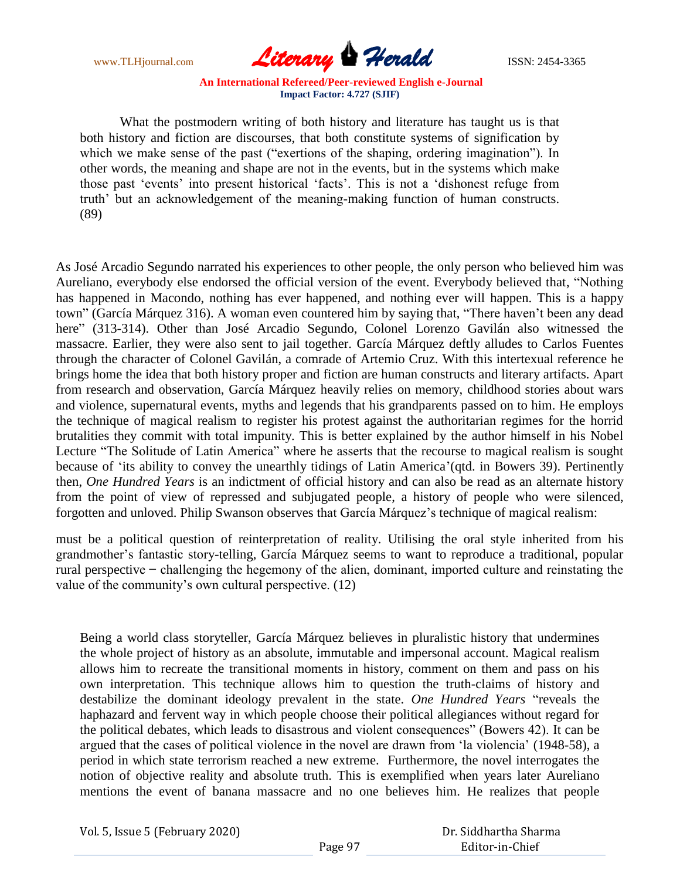> What the postmodern writing of both history and literature has taught us is that both history and fiction are discourses, that both constitute systems of signification by which we make sense of the past ("exertions of the shaping, ordering imagination"). In other words, the meaning and shape are not in the events, but in the systems which make those past 'events' into present historical 'facts'. This is not a 'dishonest refuge from truth' but an acknowledgement of the meaning-making function of human constructs. (89)

As José Arcadio Segundo narrated his experiences to other people, the only person who believed him was Aureliano, everybody else endorsed the official version of the event. Everybody believed that, "Nothing has happened in Macondo, nothing has ever happened, and nothing ever will happen. This is a happy town" (García Márquez 316). A woman even countered him by saying that, "There haven't been any dead here" (313-314). Other than José Arcadio Segundo, Colonel Lorenzo Gavilán also witnessed the massacre. Earlier, they were also sent to jail together. García Márquez deftly alludes to Carlos Fuentes through the character of Colonel Gavilán, a comrade of Artemio Cruz. With this intertexual reference he brings home the idea that both history proper and fiction are human constructs and literary artifacts. Apart from research and observation, García Márquez heavily relies on memory, childhood stories about wars and violence, supernatural events, myths and legends that his grandparents passed on to him. He employs the technique of magical realism to register his protest against the authoritarian regimes for the horrid brutalities they commit with total impunity. This is better explained by the author himself in his Nobel Lecture "The Solitude of Latin America" where he asserts that the recourse to magical realism is sought because of 'its ability to convey the unearthly tidings of Latin America'(qtd. in Bowers 39). Pertinently then, *One Hundred Years* is an indictment of official history and can also be read as an alternate history from the point of view of repressed and subjugated people, a history of people who were silenced, forgotten and unloved. Philip Swanson observes that García Márquez's technique of magical realism:

must be a political question of reinterpretation of reality. Utilising the oral style inherited from his grandmother's fantastic story-telling, García Márquez seems to want to reproduce a traditional, popular rural perspective – challenging the hegemony of the alien, dominant, imported culture and reinstating the value of the community's own cultural perspective. (12)

Being a world class storyteller, García Márquez believes in pluralistic history that undermines the whole project of history as an absolute, immutable and impersonal account. Magical realism allows him to recreate the transitional moments in history, comment on them and pass on his own interpretation. This technique allows him to question the truth-claims of history and destabilize the dominant ideology prevalent in the state. *One Hundred Years* "reveals the haphazard and fervent way in which people choose their political allegiances without regard for the political debates, which leads to disastrous and violent consequences" (Bowers 42). It can be argued that the cases of political violence in the novel are drawn from 'la violencia' (1948-58), a period in which state terrorism reached a new extreme. Furthermore, the novel interrogates the notion of objective reality and absolute truth. This is exemplified when years later Aureliano mentions the event of banana massacre and no one believes him. He realizes that people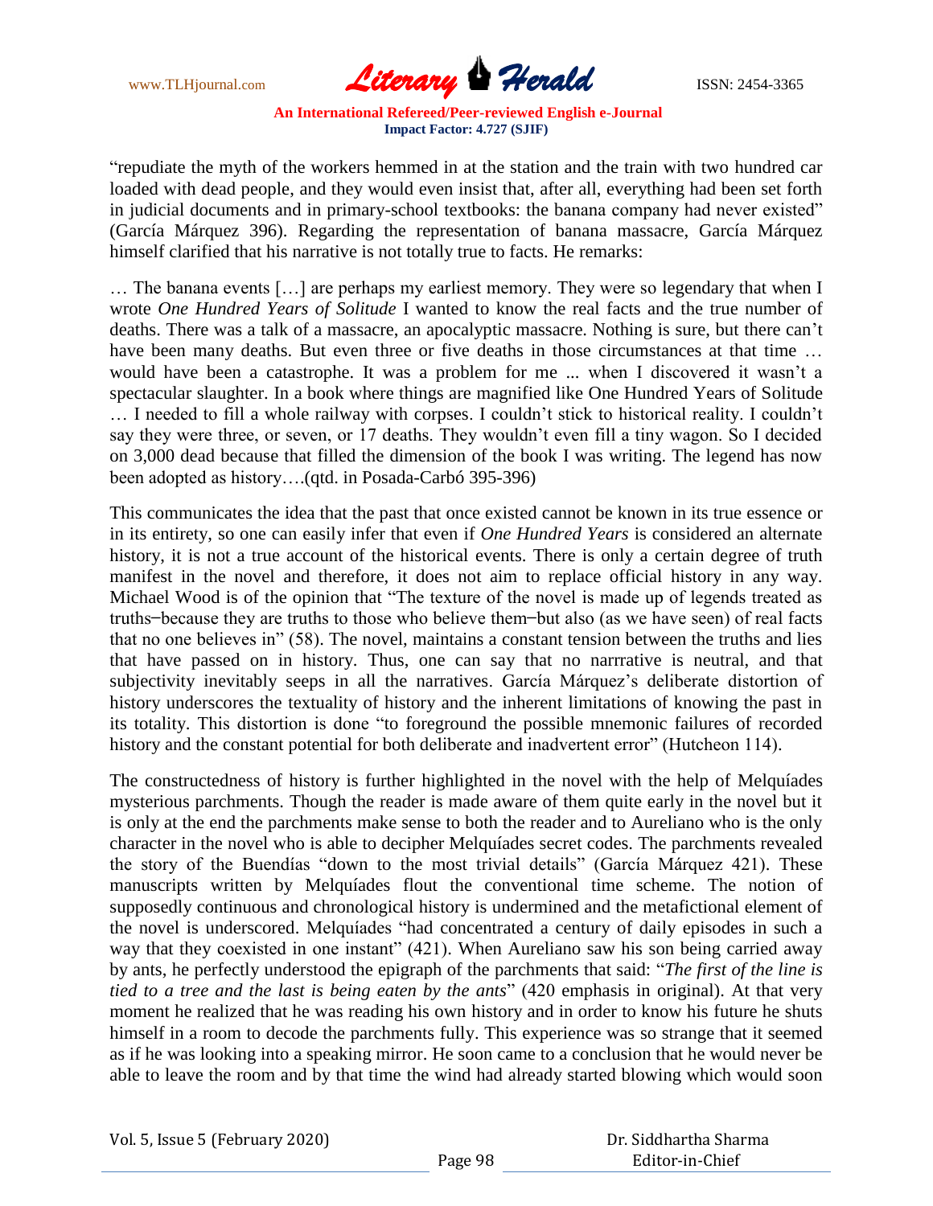"repudiate the myth of the workers hemmed in at the station and the train with two hundred car loaded with dead people, and they would even insist that, after all, everything had been set forth in judicial documents and in primary-school textbooks: the banana company had never existed" (García Márquez 396). Regarding the representation of banana massacre, García Márquez himself clarified that his narrative is not totally true to facts. He remarks:

… The banana events […] are perhaps my earliest memory. They were so legendary that when I wrote *One Hundred Years of Solitude* I wanted to know the real facts and the true number of deaths. There was a talk of a massacre, an apocalyptic massacre. Nothing is sure, but there can't have been many deaths. But even three or five deaths in those circumstances at that time … would have been a catastrophe. It was a problem for me ... when I discovered it wasn't a spectacular slaughter. In a book where things are magnified like One Hundred Years of Solitude … I needed to fill a whole railway with corpses. I couldn't stick to historical reality. I couldn't say they were three, or seven, or 17 deaths. They wouldn't even fill a tiny wagon. So I decided on 3,000 dead because that filled the dimension of the book I was writing. The legend has now been adopted as history….(qtd. in Posada-Carbó 395-396)

This communicates the idea that the past that once existed cannot be known in its true essence or in its entirety, so one can easily infer that even if *One Hundred Years* is considered an alternate history, it is not a true account of the historical events. There is only a certain degree of truth manifest in the novel and therefore, it does not aim to replace official history in any way. Michael Wood is of the opinion that "The texture of the novel is made up of legends treated as truths─because they are truths to those who believe them─but also (as we have seen) of real facts that no one believes in" (58). The novel, maintains a constant tension between the truths and lies that have passed on in history. Thus, one can say that no narrrative is neutral, and that subjectivity inevitably seeps in all the narratives. García Márquez's deliberate distortion of history underscores the textuality of history and the inherent limitations of knowing the past in its totality. This distortion is done "to foreground the possible mnemonic failures of recorded history and the constant potential for both deliberate and inadvertent error" (Hutcheon 114).

The constructedness of history is further highlighted in the novel with the help of Melquíades mysterious parchments. Though the reader is made aware of them quite early in the novel but it is only at the end the parchments make sense to both the reader and to Aureliano who is the only character in the novel who is able to decipher Melquíades secret codes. The parchments revealed the story of the Buendías "down to the most trivial details" (García Márquez 421). These manuscripts written by Melquíades flout the conventional time scheme. The notion of supposedly continuous and chronological history is undermined and the metafictional element of the novel is underscored. Melquíades "had concentrated a century of daily episodes in such a way that they coexisted in one instant" (421). When Aureliano saw his son being carried away by ants, he perfectly understood the epigraph of the parchments that said: "*The first of the line is tied to a tree and the last is being eaten by the ants*" (420 emphasis in original). At that very moment he realized that he was reading his own history and in order to know his future he shuts himself in a room to decode the parchments fully. This experience was so strange that it seemed as if he was looking into a speaking mirror. He soon came to a conclusion that he would never be able to leave the room and by that time the wind had already started blowing which would soon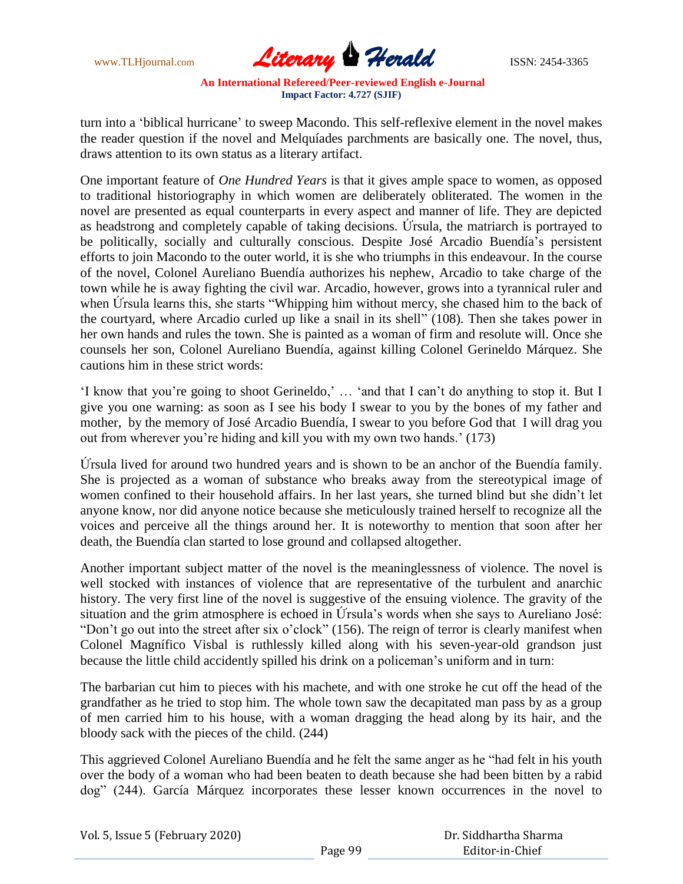turn into a 'biblical hurricane' to sweep Macondo. This self-reflexive element in the novel makes the reader question if the novel and Melquíades parchments are basically one. The novel, thus, draws attention to its own status as a literary artifact.

One important feature of *One Hundred Years* is that it gives ample space to women, as opposed to traditional historiography in which women are deliberately obliterated. The women in the novel are presented as equal counterparts in every aspect and manner of life. They are depicted as headstrong and completely capable of taking decisions. Úrsula, the matriarch is portrayed to be politically, socially and culturally conscious. Despite José Arcadio Buendía's persistent efforts to join Macondo to the outer world, it is she who triumphs in this endeavour. In the course of the novel, Colonel Aureliano Buendía authorizes his nephew, Arcadio to take charge of the town while he is away fighting the civil war. Arcadio, however, grows into a tyrannical ruler and when Úrsula learns this, she starts "Whipping him without mercy, she chased him to the back of the courtyard, where Arcadio curled up like a snail in its shell" (108). Then she takes power in her own hands and rules the town. She is painted as a woman of firm and resolute will. Once she counsels her son, Colonel Aureliano Buendía, against killing Colonel Gerineldo Márquez. She cautions him in these strict words:

'I know that you're going to shoot Gerineldo,' … 'and that I can't do anything to stop it. But I give you one warning: as soon as I see his body I swear to you by the bones of my father and mother, by the memory of José Arcadio Buendía, I swear to you before God that I will drag you out from wherever you're hiding and kill you with my own two hands.' (173)

Úrsula lived for around two hundred years and is shown to be an anchor of the Buendía family. She is projected as a woman of substance who breaks away from the stereotypical image of women confined to their household affairs. In her last years, she turned blind but she didn't let anyone know, nor did anyone notice because she meticulously trained herself to recognize all the voices and perceive all the things around her. It is noteworthy to mention that soon after her death, the Buendía clan started to lose ground and collapsed altogether.

Another important subject matter of the novel is the meaninglessness of violence. The novel is well stocked with instances of violence that are representative of the turbulent and anarchic history. The very first line of the novel is suggestive of the ensuing violence. The gravity of the situation and the grim atmosphere is echoed in Úrsula's words when she says to Aureliano José: "Don't go out into the street after six o'clock" (156). The reign of terror is clearly manifest when Colonel Magnífico Visbal is ruthlessly killed along with his seven-year-old grandson just because the little child accidently spilled his drink on a policeman's uniform and in turn:

The barbarian cut him to pieces with his machete, and with one stroke he cut off the head of the grandfather as he tried to stop him. The whole town saw the decapitated man pass by as a group of men carried him to his house, with a woman dragging the head along by its hair, and the bloody sack with the pieces of the child. (244)

This aggrieved Colonel Aureliano Buendía and he felt the same anger as he "had felt in his youth over the body of a woman who had been beaten to death because she had been bitten by a rabid dog" (244). García Márquez incorporates these lesser known occurrences in the novel to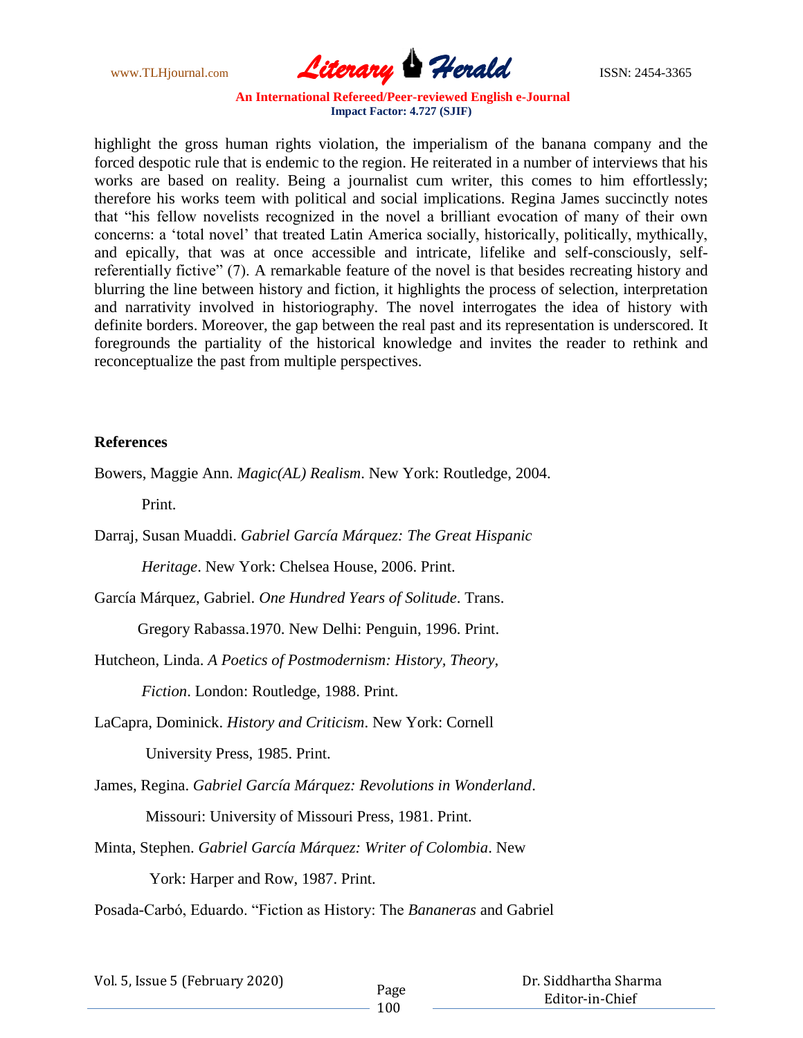highlight the gross human rights violation, the imperialism of the banana company and the forced despotic rule that is endemic to the region. He reiterated in a number of interviews that his works are based on reality. Being a journalist cum writer, this comes to him effortlessly; therefore his works teem with political and social implications. Regina James succinctly notes that "his fellow novelists recognized in the novel a brilliant evocation of many of their own concerns: a 'total novel' that treated Latin America socially, historically, politically, mythically, and epically, that was at once accessible and intricate, lifelike and self-consciously, self-referentially fictive" (7). A remarkable feature of the novel is that besides recreating history and blurring the line between history and fiction, it highlights the process of selection, interpretation and narrativity involved in historiography. The novel interrogates the idea of history with definite borders. Moreover, the gap between the real past and its representation is underscored. It foregrounds the partiality of the historical knowledge and invites the reader to rethink and reconceptualize the past from multiple perspectives.

## References

Bowers, Maggie Ann. *Magic(AL) Realism*. New York: Routledge, 2004. Print.

Darraj, Susan Muaddi. *Gabriel García Márquez: The Great Hispanic Heritage*. New York: Chelsea House, 2006. Print.

García Márquez, Gabriel. *One Hundred Years of Solitude*. Trans. Gregory Rabassa.1970. New Delhi: Penguin, 1996. Print.

Hutcheon, Linda. *A Poetics of Postmodernism: History, Theory, Fiction*. London: Routledge, 1988. Print.

LaCapra, Dominick. *History and Criticism*. New York: Cornell University Press, 1985. Print.

James, Regina. *Gabriel García Márquez: Revolutions in Wonderland*. Missouri: University of Missouri Press, 1981. Print.

Minta, Stephen. *Gabriel García Márquez: Writer of Colombia*. New York: Harper and Row, 1987. Print.

Posada-Carbó, Eduardo. "Fiction as History: The *Bananeras* and Gabriel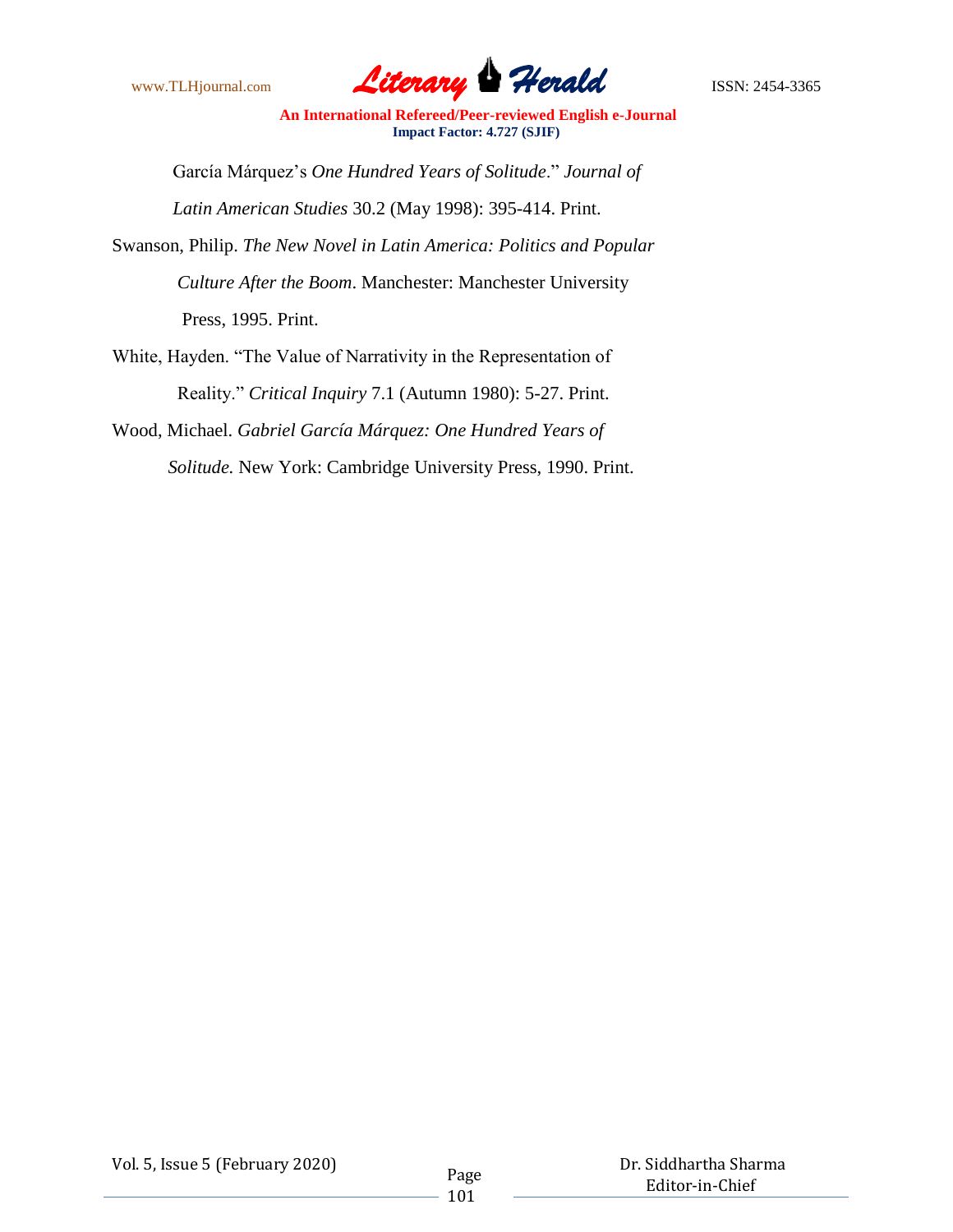García Márquez's *One Hundred Years of Solitude*." *Journal of Latin American Studies* 30.2 (May 1998): 395-414. Print.

Swanson, Philip. *The New Novel in Latin America: Politics and Popular Culture After the Boom*. Manchester: Manchester University Press, 1995. Print.

White, Hayden. "The Value of Narrativity in the Representation of Reality." *Critical Inquiry* 7.1 (Autumn 1980): 5-27. Print.

Wood, Michael. *Gabriel García Márquez: One Hundred Years of Solitude.* New York: Cambridge University Press, 1990. Print.